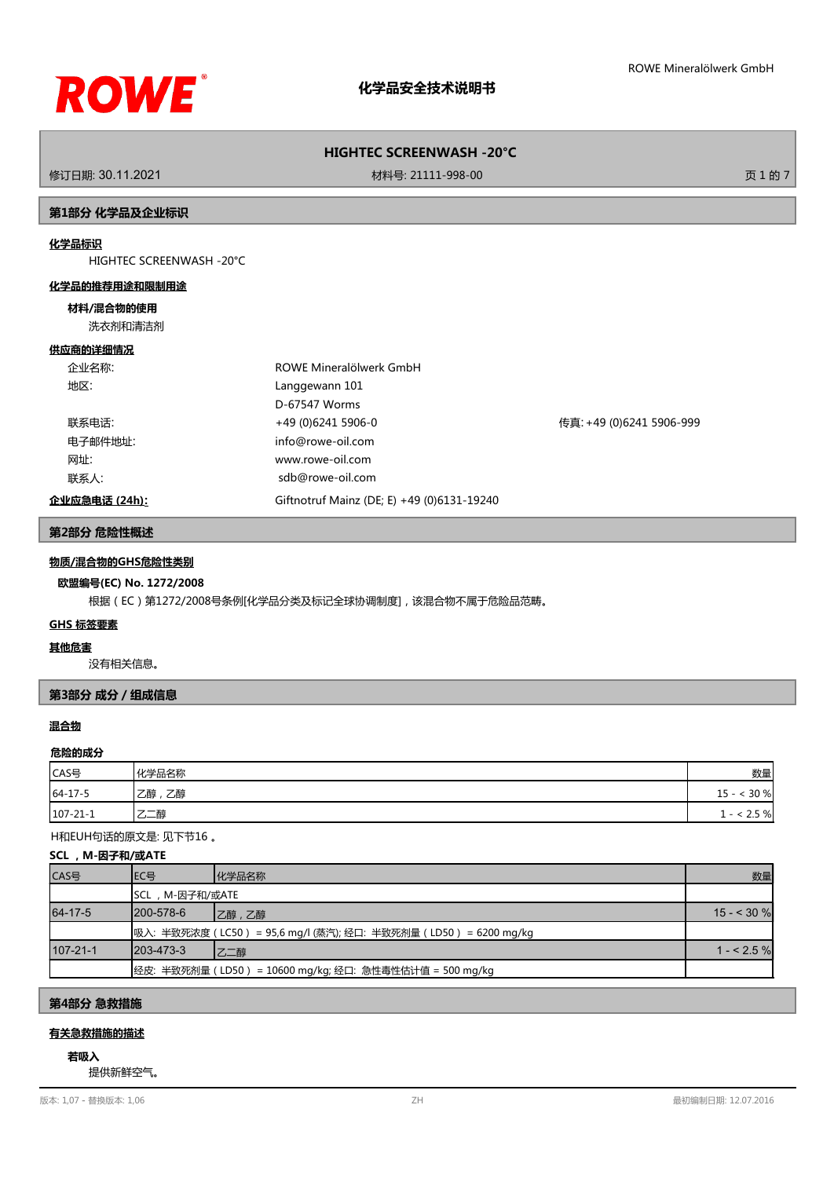# 化学品安全技术说明书

## HIGHTEC SCREENWASH -20°C

修订日期: 30.11.2021 材料号: 21111-998-00

## 第1部分 化学品及企业标识

**化学品标识**

HIGHTEC SCREENWASH -20°C

**化学品的推荐用途和限制用途**

**材料/混合物的使用**

洗衣剂和清洁剂

**供应商的详细情况**

| | | |
|---|---|---|
| 企业名称: | ROWE Mineralölwerk GmbH | |
| 地区: | Langgewann 101 | |
| | D-67547 Worms | |
| 联系电话: | +49 (0)6241 5906-0 | 传真: +49 (0)6241 5906-999 |
| 电子邮件地址: | info@rowe-oil.com | |
| 网址: | www.rowe-oil.com | |
| 联系人: | sdb@rowe-oil.com | |
| **企业应急电话 (24h):** | Giftnotruf Mainz (DE; E) +49 (0)6131-19240 | |

## 第2部分 危险性概述

**物质/混合物的GHS危险性类别**

**欧盟编号(EC) No. 1272/2008**

根据（EC）第1272/2008号条例[化学品分类及标记全球协调制度]，该混合物不属于危险品范畴。

**GHS 标签要素**

**其他危害**

没有相关信息。

## 第3部分 成分 / 组成信息

**混合物**

**危险的成分**

| CAS号 | 化学品名称 | 数量 |
|---|---|---|
| 64-17-5 | 乙醇，乙醇 | 15 - < 30 % |
| 107-21-1 | 乙二醇 | 1 - < 2.5 % |

H和EUH句话的原文是: 见下节16 。

**SCL ，M-因子和/或ATE**

| CAS号 | EC号 | 化学品名称 | 数量 |
|---|---|---|---|
| | SCL ，M-因子和/或ATE | | |
| 64-17-5 | 200-578-6 | 乙醇，乙醇 | 15 - < 30 % |
| | 吸入: 半致死浓度（LC50） = 95,6 mg/l (蒸汽); 经口: 半致死剂量（LD50） = 6200 mg/kg | | |
| 107-21-1 | 203-473-3 | 乙二醇 | 1 - < 2.5 % |
| | 经皮: 半致死剂量（LD50） = 10600 mg/kg; 经口: 急性毒性估计值 = 500 mg/kg | | |

## 第4部分 急救措施

**有关急救措施的描述**

**若吸入**

提供新鲜空气。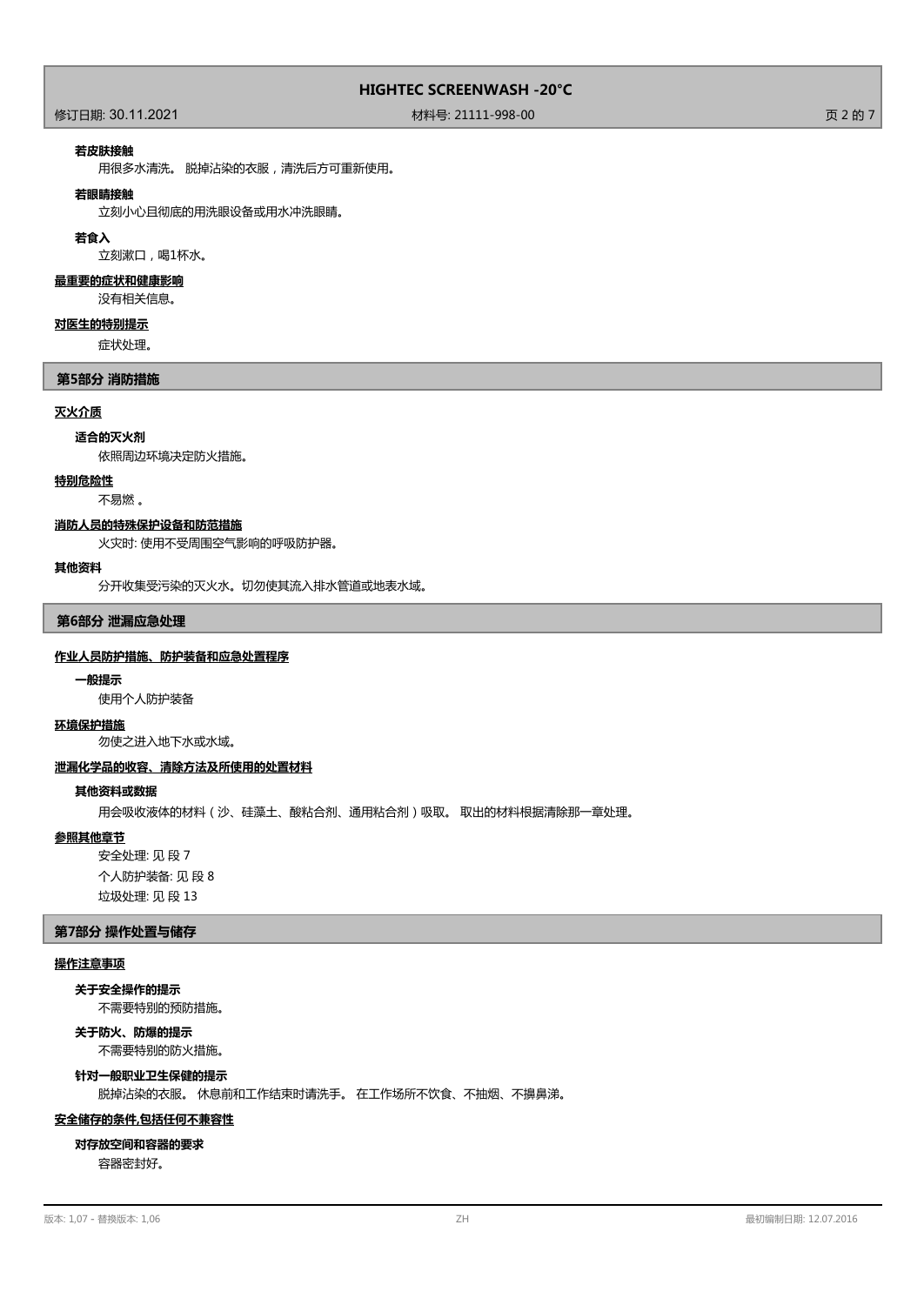#### 若皮肤接触

用很多水清洗。 脱掉沾染的衣服，清洗后方可重新使用。

#### 若眼睛接触

立刻小心且彻底的用洗眼设备或用水冲洗眼睛。

#### 若食入

立刻漱口，喝1杯水。

### 最重要的症状和健康影响

没有相关信息。

### 对医生的特别提示

症状处理。

## 第5部分 消防措施

### 灭火介质

#### 适合的灭火剂

依照周边环境决定防火措施。

### 特别危险性

不易燃 。

### 消防人员的特殊保护设备和防范措施

火灾时: 使用不受周围空气影响的呼吸防护器。

### 其他资料

分开收集受污染的灭火水。切勿使其流入排水管道或地表水域。

## 第6部分 泄漏应急处理

### 作业人员防护措施、防护装备和应急处置程序

#### 一般提示

使用个人防护装备

### 环境保护措施

勿使之进入地下水或水域。

### 泄漏化学品的收容、清除方法及所使用的处置材料

#### 其他资料或数据

用会吸收液体的材料（沙、硅藻土、酸粘合剂、通用粘合剂）吸取。 取出的材料根据清除那一章处理。

### 参照其他章节

安全处理: 见 段 7

个人防护装备: 见 段 8

垃圾处理: 见 段 13

## 第7部分 操作处置与储存

### 操作注意事项

#### 关于安全操作的提示

不需要特别的预防措施。

#### 关于防火、防爆的提示

不需要特别的防火措施。

#### 针对一般职业卫生保健的提示

脱掉沾染的衣服。 休息前和工作结束时请洗手。 在工作场所不饮食、不抽烟、不擤鼻涕。

### 安全储存的条件,包括任何不兼容性

#### 对存放空间和容器的要求

容器密封好。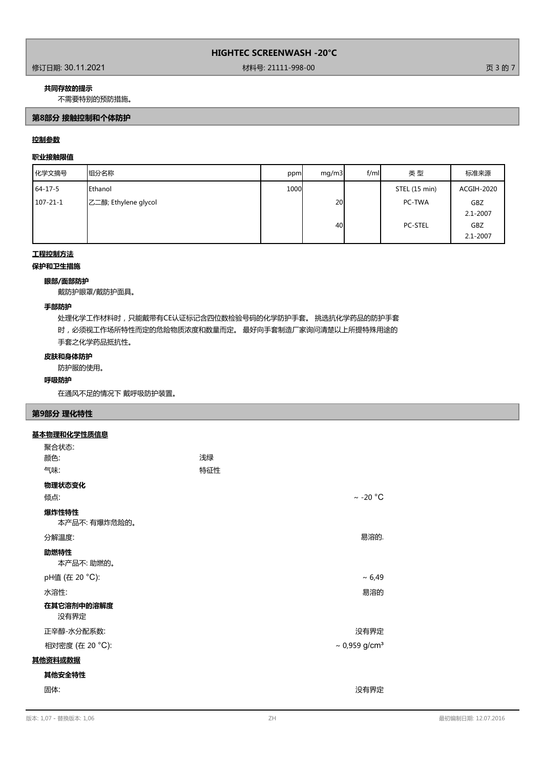**共同存放的提示**

不需要特别的预防措施。

## 第8部分 接触控制和个体防护

**控制参数**

**职业接触限值**

| 化学文摘号 | 组分名称 | ppm | mg/m3 | f/ml | 类 型 | 标准来源 |
|---|---|---|---|---|---|---|
| 64-17-5 | Ethanol | 1000 | | | STEL (15 min) | ACGIH-2020 |
| 107-21-1 | 乙二醇; Ethylene glycol | | 20 | | PC-TWA | GBZ 2.1-2007 |
| | | | 40 | | PC-STEL | GBZ 2.1-2007 |

**工程控制方法**

**保护和卫生措施**

**眼部/面部防护**

戴防护眼罩/戴防护面具。

**手部防护**

处理化学工作材料时，只能戴带有CE认证标记含四位数检验号码的化学防护手套。 挑选抗化学药品的防护手套时，必须视工作场所特性而定的危险物质浓度和数量而定。 最好向手套制造厂家询问清楚以上所提特殊用途的手套之化学药品抵抗性。

**皮肤和身体防护**

防护服的使用。

**呼吸防护**

在通风不足的情况下 戴呼吸防护装置。

## 第9部分 理化特性

**基本物理和化学性质信息**

聚合状态:

颜色: 浅绿

气味: 特征性

**物理状态变化**

倾点: ~ -20 °C

**爆炸性特性**

本产品不: 有爆炸危险的。

分解温度: 易溶的.

**助燃特性**

本产品不: 助燃的。

pH值 (在 20 °C): ~ 6,49

水溶性: 易溶的

**在其它溶剂中的溶解度**

没有界定

正辛醇-水分配系数: 没有界定

相对密度 (在 20 °C): ~ 0,959 g/cm³

**其他资料或数据**

**其他安全特性**

固体: 没有界定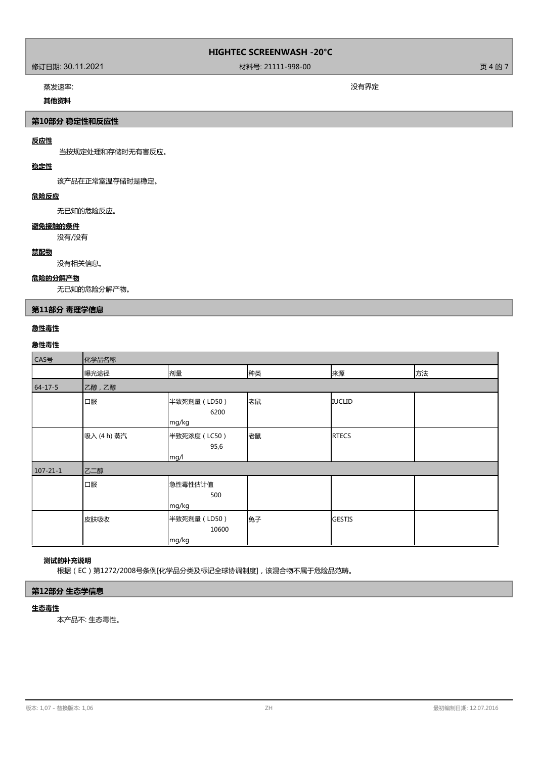蒸发速率: 没有界定

**其他资料**

## 第10部分 稳定性和反应性

### 反应性

当按规定处理和存储时无有害反应。

### 稳定性

该产品在正常室温存储时是稳定。

### 危险反应

无已知的危险反应。

### 避免接触的条件

没有/没有

### 禁配物

没有相关信息。

### 危险的分解产物

无已知的危险分解产物。

## 第11部分 毒理学信息

### 急性毒性

**急性毒性**

| CAS号 | 化学品名称 | | | | |
|---|---|---|---|---|---|
| | 曝光途径 | 剂量 | 种类 | 来源 | 方法 |
| 64-17-5 | 乙醇，乙醇 | | | | |
| | 口服 | 半致死剂量（LD50） 6200 mg/kg | 老鼠 | IUCLID | |
| | 吸入 (4 h) 蒸汽 | 半致死浓度（LC50） 95,6 mg/l | 老鼠 | RTECS | |
| 107-21-1 | 乙二醇 | | | | |
| | 口服 | 急性毒性估计值 500 mg/kg | | | |
| | 皮肤吸收 | 半致死剂量（LD50） 10600 mg/kg | 兔子 | GESTIS | |

**测试的补充说明**

根据（EC）第1272/2008号条例[化学品分类及标记全球协调制度]，该混合物不属于危险品范畴。

## 第12部分 生态学信息

### 生态毒性

本产品不: 生态毒性。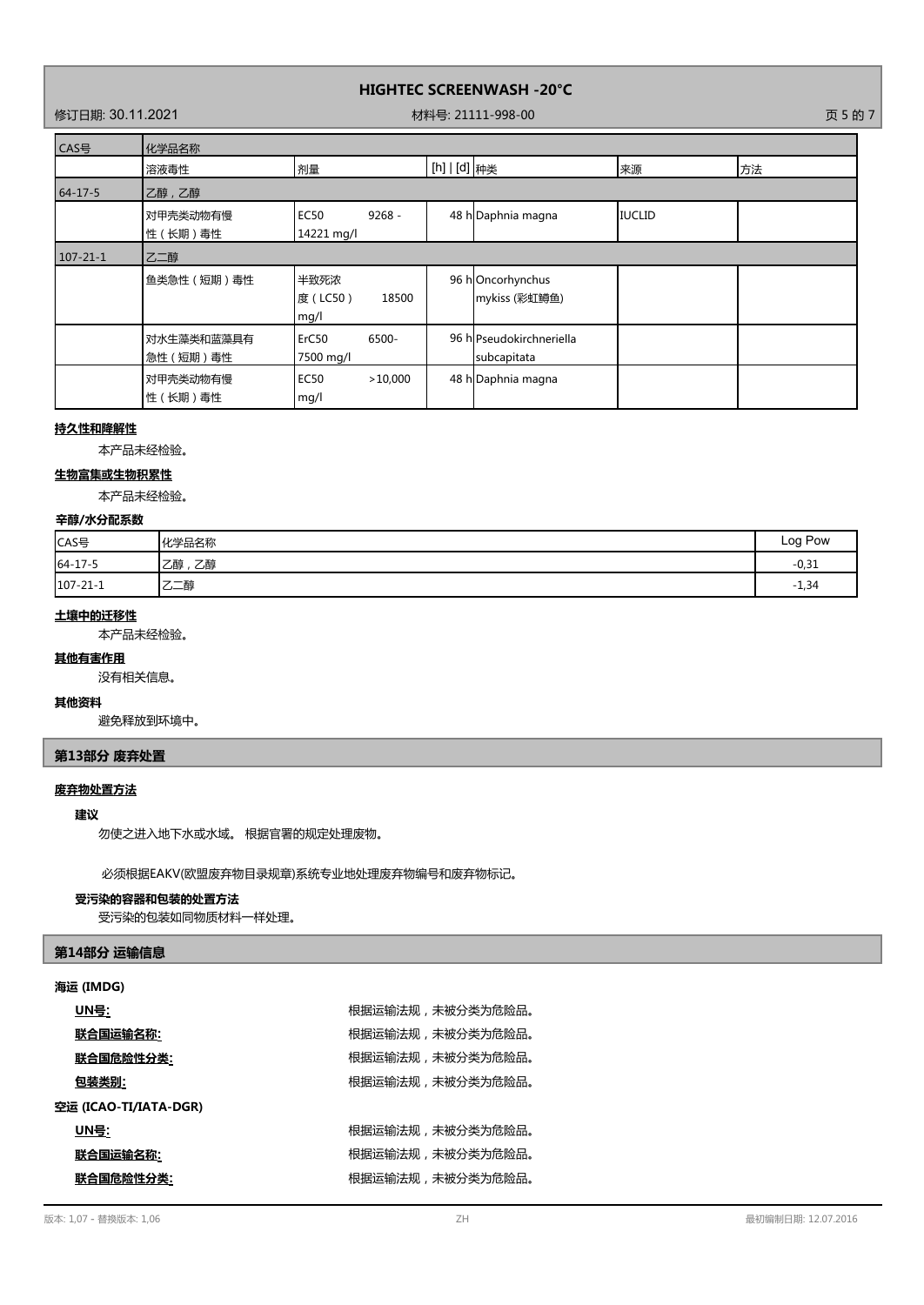| CAS号 | 化学品名称 | | | | | |
|---|---|---|---|---|---|---|
| | 溶液毒性 | 剂量 | [h] \| [d] | 种类 | 来源 | 方法 |
| 64-17-5 | 乙醇，乙醇 | | | | | |
| | 对甲壳类动物有慢性（长期）毒性 | EC50 9268 - 14221 mg/l | 48 h | Daphnia magna | IUCLID | |
| 107-21-1 | 乙二醇 | | | | | |
| | 鱼类急性（短期）毒性 | 半致死浓度（LC50） 18500 mg/l | 96 h | Oncorhynchus mykiss (彩虹鳟鱼) | | |
| | 对水生藻类和蓝藻具有急性（短期）毒性 | ErC50 6500- 7500 mg/l | 96 h | Pseudokirchneriella subcapitata | | |
| | 对甲壳类动物有慢性（长期）毒性 | EC50 >10,000 mg/l | 48 h | Daphnia magna | | |

**持久性和降解性**

本产品未经检验。

**生物富集或生物积累性**

本产品未经检验。

**辛醇/水分配系数**

| CAS号 | 化学品名称 | Log Pow |
|---|---|---|
| 64-17-5 | 乙醇，乙醇 | -0,31 |
| 107-21-1 | 乙二醇 | -1,34 |

**土壤中的迁移性**

本产品未经检验。

**其他有害作用**

没有相关信息。

**其他资料**

避免释放到环境中。

## 第13部分 废弃处置

**废弃物处置方法**

**建议**

勿使之进入地下水或水域。 根据官署的规定处理废物。

必须根据EAKV(欧盟废弃物目录规章)系统专业地处理废弃物编号和废弃物标记。

**受污染的容器和包装的处置方法**

受污染的包装如同物质材料一样处理。

## 第14部分 运输信息

**海运 (IMDG)**

**UN号:** 根据运输法规，未被分类为危险品。

**联合国运输名称:** 根据运输法规，未被分类为危险品。

**联合国危险性分类:** 根据运输法规，未被分类为危险品。

**包装类别:** 根据运输法规，未被分类为危险品。

**空运 (ICAO-TI/IATA-DGR)**

**UN号:** 根据运输法规，未被分类为危险品。

**联合国运输名称:** 根据运输法规，未被分类为危险品。

**联合国危险性分类:** 根据运输法规，未被分类为危险品。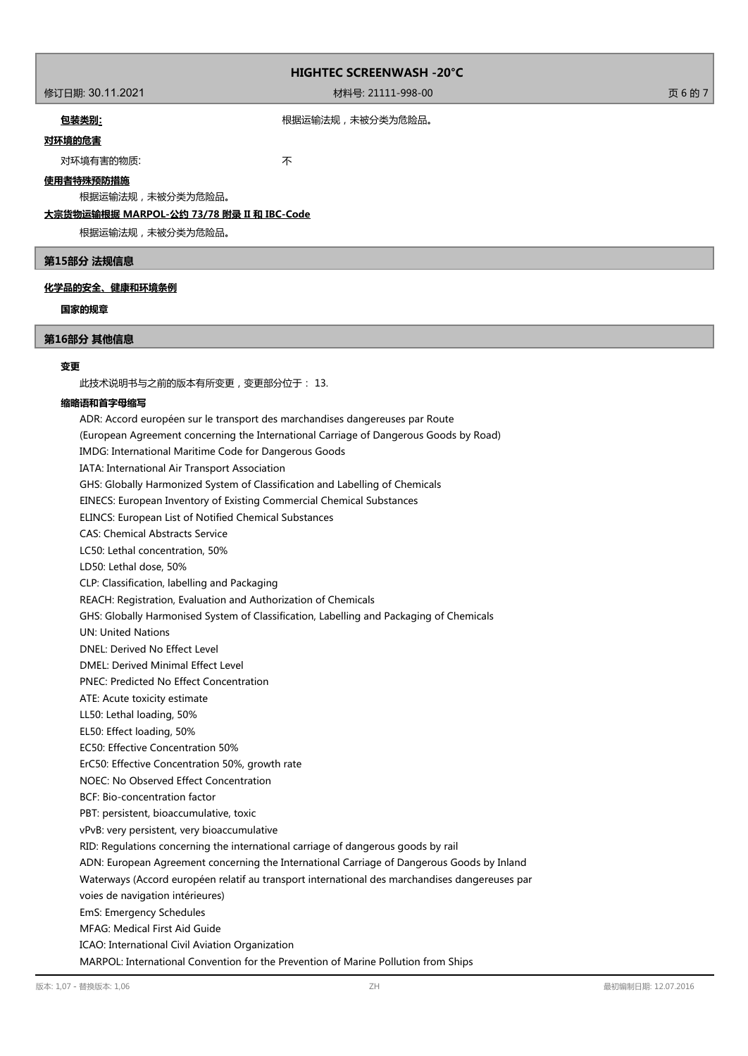**包装类别:** 根据运输法规，未被分类为危险品。

**对环境的危害**

对环境有害的物质: 不

**使用者特殊预防措施**

根据运输法规，未被分类为危险品。

**大宗货物运输根据 MARPOL-公约 73/78 附录 II 和 IBC-Code**

根据运输法规，未被分类为危险品。

## 第15部分 法规信息

**化学品的安全、健康和环境条例**

**国家的规章**

## 第16部分 其他信息

**变更**

此技术说明书与之前的版本有所变更，变更部分位于： 13.

**缩略语和首字母缩写**

ADR: Accord européen sur le transport des marchandises dangereuses par Route
(European Agreement concerning the International Carriage of Dangerous Goods by Road)
IMDG: International Maritime Code for Dangerous Goods
IATA: International Air Transport Association
GHS: Globally Harmonized System of Classification and Labelling of Chemicals
EINECS: European Inventory of Existing Commercial Chemical Substances
ELINCS: European List of Notified Chemical Substances
CAS: Chemical Abstracts Service
LC50: Lethal concentration, 50%
LD50: Lethal dose, 50%
CLP: Classification, labelling and Packaging
REACH: Registration, Evaluation and Authorization of Chemicals
GHS: Globally Harmonised System of Classification, Labelling and Packaging of Chemicals
UN: United Nations
DNEL: Derived No Effect Level
DMEL: Derived Minimal Effect Level
PNEC: Predicted No Effect Concentration
ATE: Acute toxicity estimate
LL50: Lethal loading, 50%
EL50: Effect loading, 50%
EC50: Effective Concentration 50%
ErC50: Effective Concentration 50%, growth rate
NOEC: No Observed Effect Concentration
BCF: Bio-concentration factor
PBT: persistent, bioaccumulative, toxic
vPvB: very persistent, very bioaccumulative
RID: Regulations concerning the international carriage of dangerous goods by rail
ADN: European Agreement concerning the International Carriage of Dangerous Goods by Inland
Waterways (Accord européen relatif au transport international des marchandises dangereuses par
voies de navigation intérieures)
EmS: Emergency Schedules
MFAG: Medical First Aid Guide
ICAO: International Civil Aviation Organization
MARPOL: International Convention for the Prevention of Marine Pollution from Ships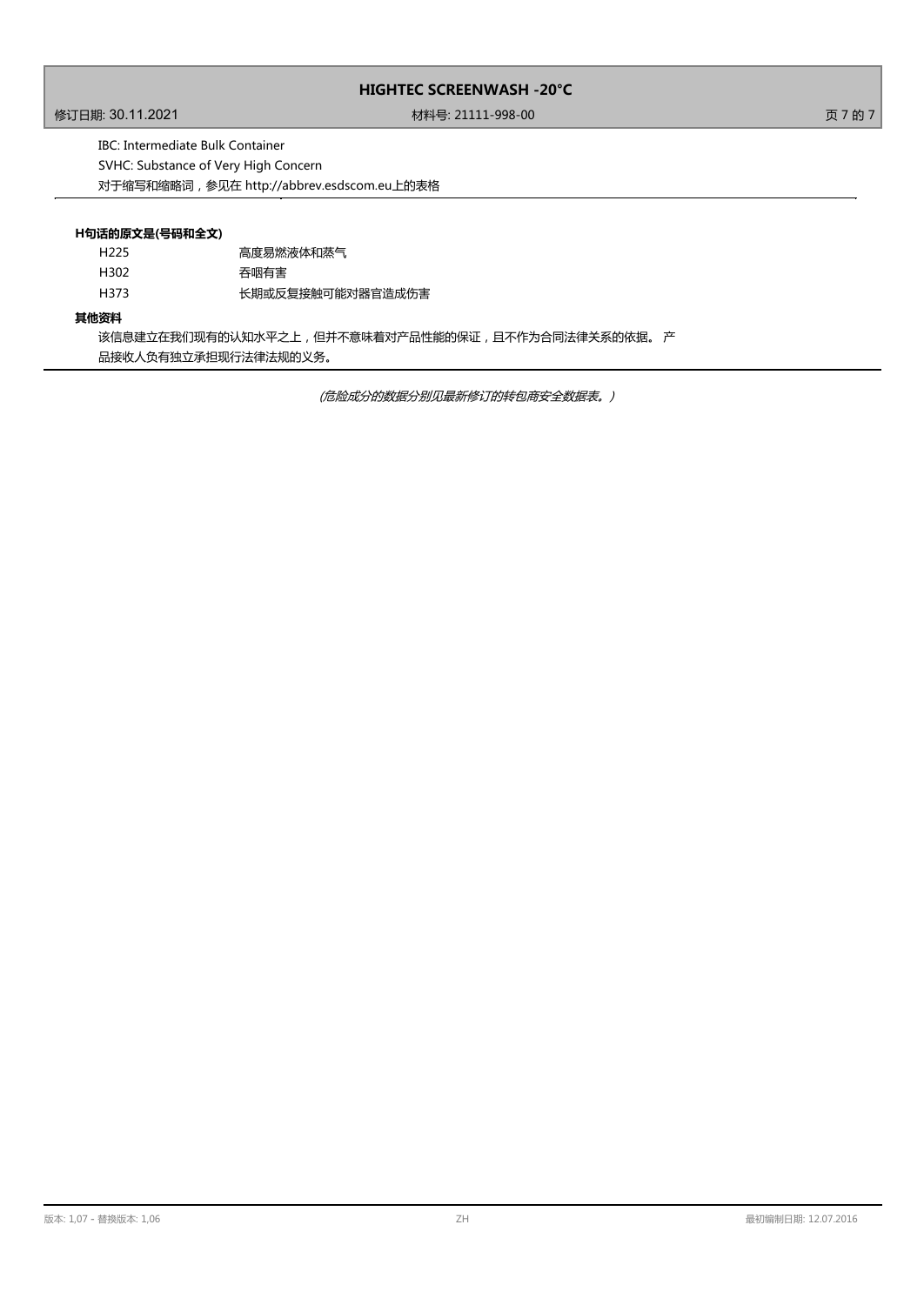IBC: Intermediate Bulk Container

SVHC: Substance of Very High Concern

对于缩写和缩略词，参见在 http://abbrev.esdscom.eu上的表格

**H句话的原文是(号码和全文)**

| | |
|---|---|
| H225 | 高度易燃液体和蒸气 |
| H302 | 吞咽有害 |
| H373 | 长期或反复接触可能对器官造成伤害 |

**其他资料**

该信息建立在我们现有的认知水平之上，但并不意味着对产品性能的保证，且不作为合同法律关系的依据。 产品接收人负有独立承担现行法律法规的义务。

*(危险成分的数据分别见最新修订的转包商安全数据表。)*